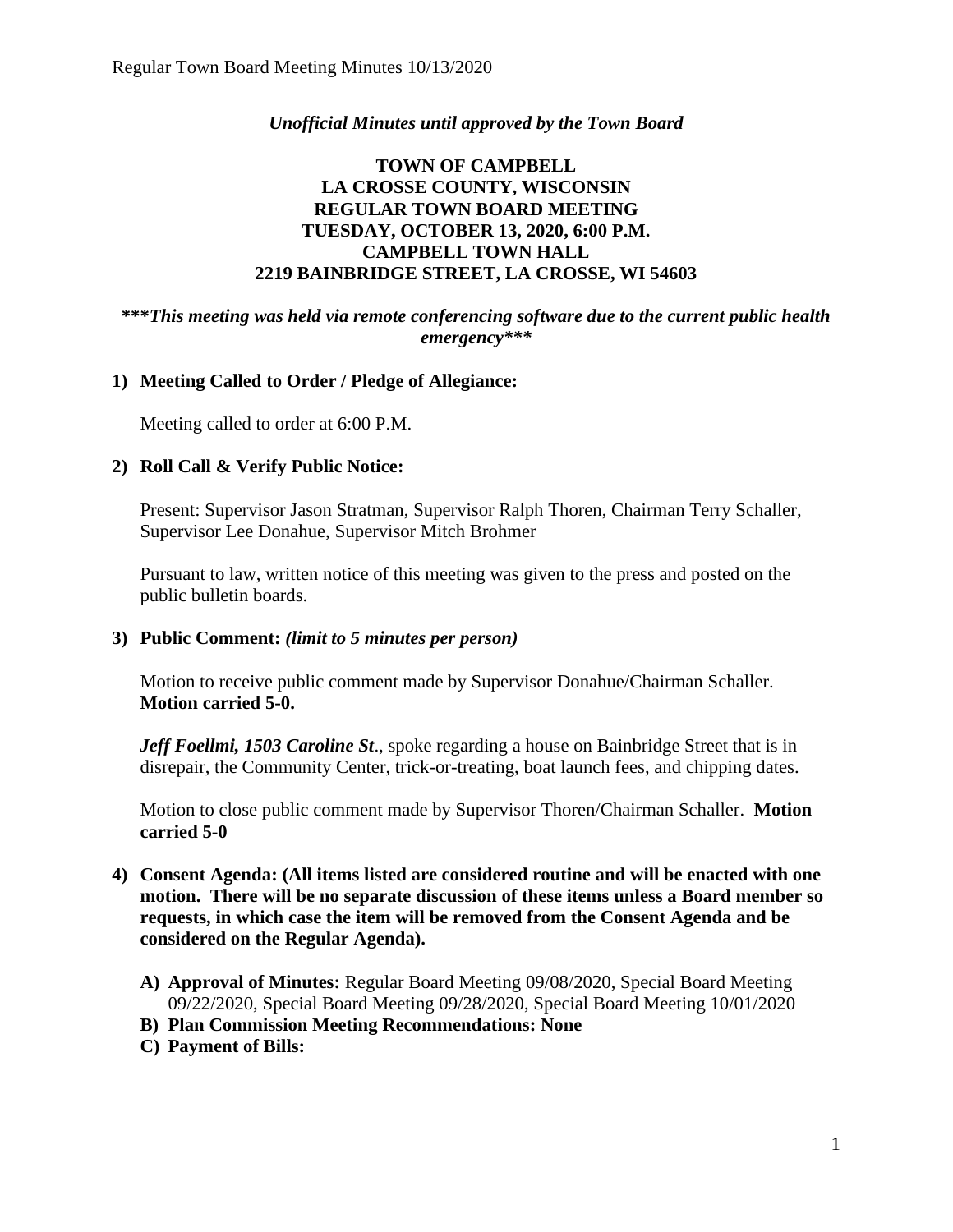*Unofficial Minutes until approved by the Town Board*

**TOWN OF CAMPBELL**
**LA CROSSE COUNTY, WISCONSIN**
**REGULAR TOWN BOARD MEETING**
**TUESDAY, OCTOBER 13, 2020, 6:00 P.M.**
**CAMPBELL TOWN HALL**
**2219 BAINBRIDGE STREET, LA CROSSE, WI 54603**

***\*\*\*This meeting was held via remote conferencing software due to the current public health emergency\*\*\****

**1) Meeting Called to Order / Pledge of Allegiance:**

Meeting called to order at 6:00 P.M.

**2) Roll Call & Verify Public Notice:**

Present: Supervisor Jason Stratman, Supervisor Ralph Thoren, Chairman Terry Schaller, Supervisor Lee Donahue, Supervisor Mitch Brohmer

Pursuant to law, written notice of this meeting was given to the press and posted on the public bulletin boards.

**3) Public Comment:** *(limit to 5 minutes per person)*

Motion to receive public comment made by Supervisor Donahue/Chairman Schaller. **Motion carried 5-0.**

***Jeff Foellmi, 1503 Caroline St***., spoke regarding a house on Bainbridge Street that is in disrepair, the Community Center, trick-or-treating, boat launch fees, and chipping dates.

Motion to close public comment made by Supervisor Thoren/Chairman Schaller. **Motion carried 5-0**

**4) Consent Agenda: (All items listed are considered routine and will be enacted with one motion. There will be no separate discussion of these items unless a Board member so requests, in which case the item will be removed from the Consent Agenda and be considered on the Regular Agenda).**

**A) Approval of Minutes:** Regular Board Meeting 09/08/2020, Special Board Meeting 09/22/2020, Special Board Meeting 09/28/2020, Special Board Meeting 10/01/2020

**B) Plan Commission Meeting Recommendations: None**

**C) Payment of Bills:**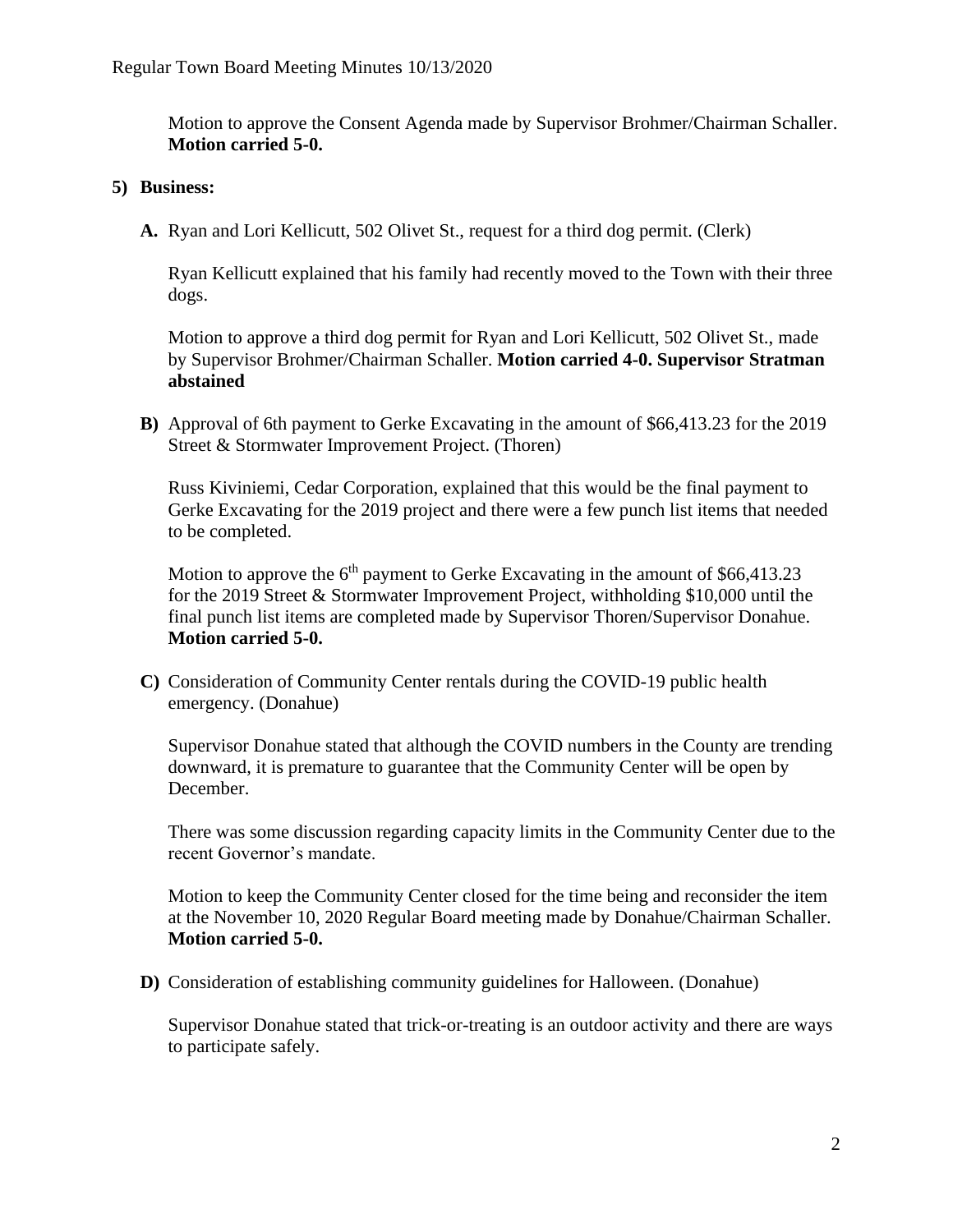Motion to approve the Consent Agenda made by Supervisor Brohmer/Chairman Schaller. **Motion carried 5-0.**

5) **Business:**

**A.** Ryan and Lori Kellicutt, 502 Olivet St., request for a third dog permit. (Clerk)

Ryan Kellicutt explained that his family had recently moved to the Town with their three dogs.

Motion to approve a third dog permit for Ryan and Lori Kellicutt, 502 Olivet St., made by Supervisor Brohmer/Chairman Schaller. **Motion carried 4-0. Supervisor Stratman abstained**

**B)** Approval of 6th payment to Gerke Excavating in the amount of $66,413.23 for the 2019 Street & Stormwater Improvement Project. (Thoren)

Russ Kiviniemi, Cedar Corporation, explained that this would be the final payment to Gerke Excavating for the 2019 project and there were a few punch list items that needed to be completed.

Motion to approve the 6th payment to Gerke Excavating in the amount of $66,413.23 for the 2019 Street & Stormwater Improvement Project, withholding $10,000 until the final punch list items are completed made by Supervisor Thoren/Supervisor Donahue. **Motion carried 5-0.**

**C)** Consideration of Community Center rentals during the COVID-19 public health emergency. (Donahue)

Supervisor Donahue stated that although the COVID numbers in the County are trending downward, it is premature to guarantee that the Community Center will be open by December.

There was some discussion regarding capacity limits in the Community Center due to the recent Governor's mandate.

Motion to keep the Community Center closed for the time being and reconsider the item at the November 10, 2020 Regular Board meeting made by Donahue/Chairman Schaller. **Motion carried 5-0.**

**D)** Consideration of establishing community guidelines for Halloween. (Donahue)

Supervisor Donahue stated that trick-or-treating is an outdoor activity and there are ways to participate safely.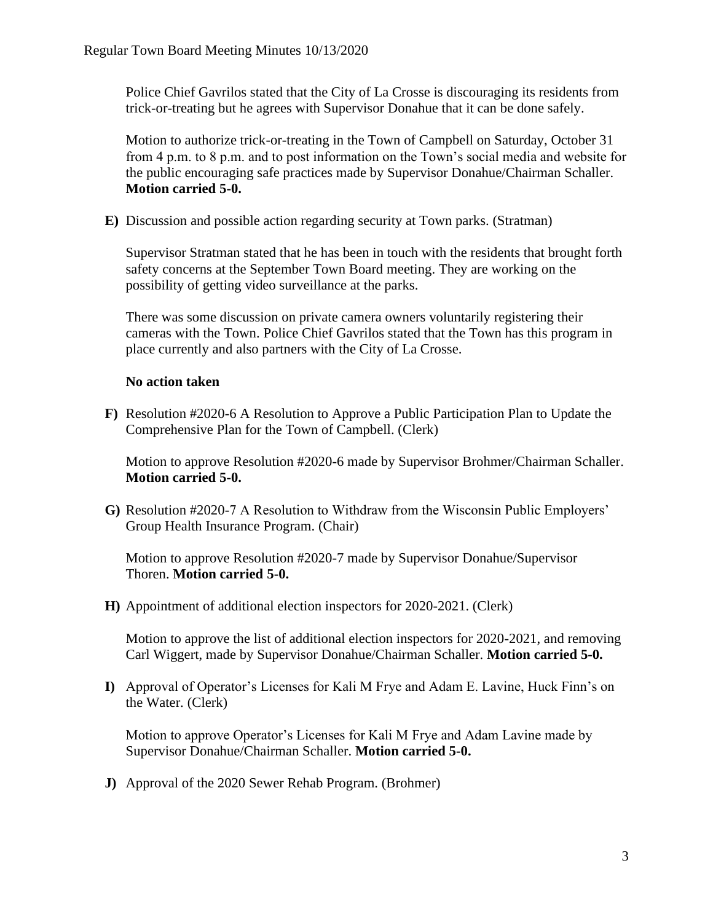Police Chief Gavrilos stated that the City of La Crosse is discouraging its residents from trick-or-treating but he agrees with Supervisor Donahue that it can be done safely.

Motion to authorize trick-or-treating in the Town of Campbell on Saturday, October 31 from 4 p.m. to 8 p.m. and to post information on the Town's social media and website for the public encouraging safe practices made by Supervisor Donahue/Chairman Schaller. **Motion carried 5-0.**

**E)** Discussion and possible action regarding security at Town parks. (Stratman)

Supervisor Stratman stated that he has been in touch with the residents that brought forth safety concerns at the September Town Board meeting. They are working on the possibility of getting video surveillance at the parks.

There was some discussion on private camera owners voluntarily registering their cameras with the Town. Police Chief Gavrilos stated that the Town has this program in place currently and also partners with the City of La Crosse.

**No action taken**

**F)** Resolution #2020-6 A Resolution to Approve a Public Participation Plan to Update the Comprehensive Plan for the Town of Campbell. (Clerk)

Motion to approve Resolution #2020-6 made by Supervisor Brohmer/Chairman Schaller. **Motion carried 5-0.**

**G)** Resolution #2020-7 A Resolution to Withdraw from the Wisconsin Public Employers' Group Health Insurance Program. (Chair)

Motion to approve Resolution #2020-7 made by Supervisor Donahue/Supervisor Thoren. **Motion carried 5-0.**

**H)** Appointment of additional election inspectors for 2020-2021. (Clerk)

Motion to approve the list of additional election inspectors for 2020-2021, and removing Carl Wiggert, made by Supervisor Donahue/Chairman Schaller. **Motion carried 5-0.**

**I)** Approval of Operator's Licenses for Kali M Frye and Adam E. Lavine, Huck Finn's on the Water. (Clerk)

Motion to approve Operator's Licenses for Kali M Frye and Adam Lavine made by Supervisor Donahue/Chairman Schaller. **Motion carried 5-0.**

**J)** Approval of the 2020 Sewer Rehab Program. (Brohmer)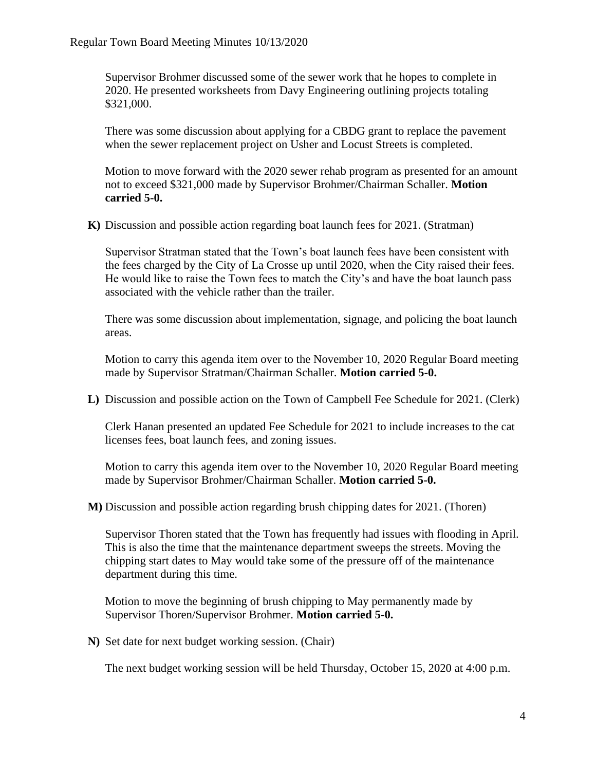Supervisor Brohmer discussed some of the sewer work that he hopes to complete in 2020. He presented worksheets from Davy Engineering outlining projects totaling $321,000.

There was some discussion about applying for a CBDG grant to replace the pavement when the sewer replacement project on Usher and Locust Streets is completed.

Motion to move forward with the 2020 sewer rehab program as presented for an amount not to exceed $321,000 made by Supervisor Brohmer/Chairman Schaller. **Motion carried 5-0.**

**K)** Discussion and possible action regarding boat launch fees for 2021. (Stratman)

Supervisor Stratman stated that the Town's boat launch fees have been consistent with the fees charged by the City of La Crosse up until 2020, when the City raised their fees. He would like to raise the Town fees to match the City's and have the boat launch pass associated with the vehicle rather than the trailer.

There was some discussion about implementation, signage, and policing the boat launch areas.

Motion to carry this agenda item over to the November 10, 2020 Regular Board meeting made by Supervisor Stratman/Chairman Schaller. **Motion carried 5-0.**

**L)** Discussion and possible action on the Town of Campbell Fee Schedule for 2021. (Clerk)

Clerk Hanan presented an updated Fee Schedule for 2021 to include increases to the cat licenses fees, boat launch fees, and zoning issues.

Motion to carry this agenda item over to the November 10, 2020 Regular Board meeting made by Supervisor Brohmer/Chairman Schaller. **Motion carried 5-0.**

**M)** Discussion and possible action regarding brush chipping dates for 2021. (Thoren)

Supervisor Thoren stated that the Town has frequently had issues with flooding in April. This is also the time that the maintenance department sweeps the streets. Moving the chipping start dates to May would take some of the pressure off of the maintenance department during this time.

Motion to move the beginning of brush chipping to May permanently made by Supervisor Thoren/Supervisor Brohmer. **Motion carried 5-0.**

**N)** Set date for next budget working session. (Chair)

The next budget working session will be held Thursday, October 15, 2020 at 4:00 p.m.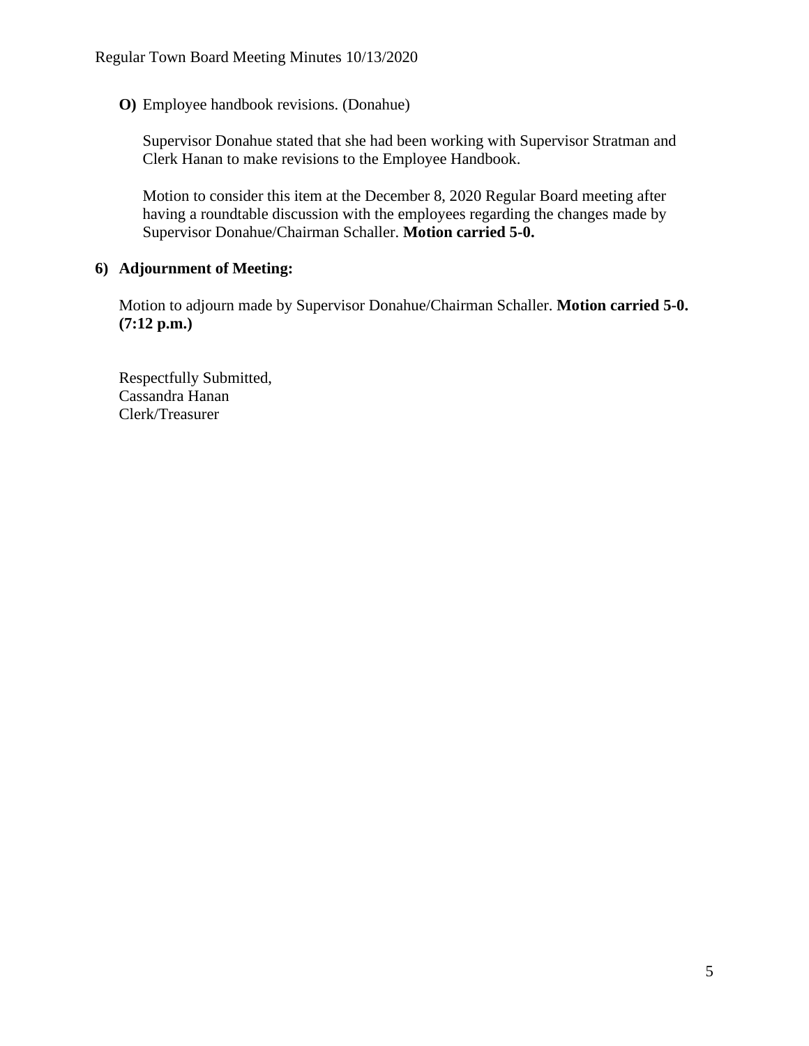**O)** Employee handbook revisions. (Donahue)

Supervisor Donahue stated that she had been working with Supervisor Stratman and Clerk Hanan to make revisions to the Employee Handbook.

Motion to consider this item at the December 8, 2020 Regular Board meeting after having a roundtable discussion with the employees regarding the changes made by Supervisor Donahue/Chairman Schaller. **Motion carried 5-0.**

**6) Adjournment of Meeting:**

Motion to adjourn made by Supervisor Donahue/Chairman Schaller. **Motion carried 5-0. (7:12 p.m.)**

Respectfully Submitted,
Cassandra Hanan
Clerk/Treasurer